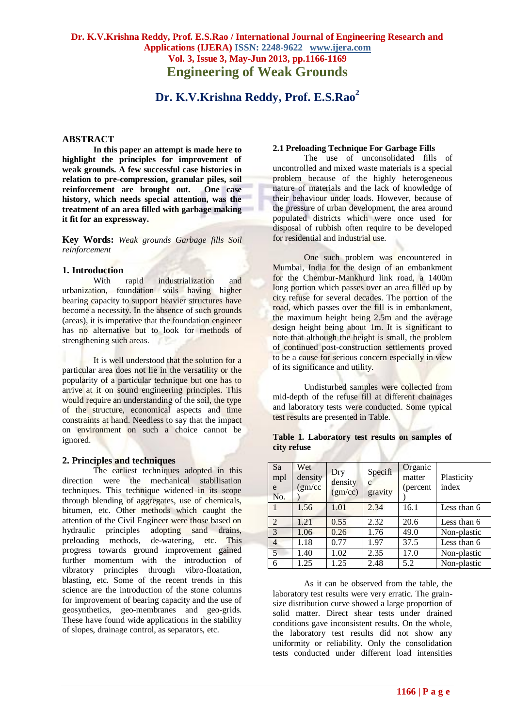# Engineering of Weak Grounds

## Dr. K.V.Krishna Reddy, Prof. E.S.Rao[2]

## ABSTRACT

**In this paper an attempt is made here to highlight the principles for improvement of weak grounds. A few successful case histories in relation to pre-compression, granular piles, soil reinforcement are brought out. One case history, which needs special attention, was the treatment of an area filled with garbage making it fit for an expressway.**

**Key Words:** *Weak grounds Garbage fills Soil reinforcement*

## 1. Introduction

With rapid industrialization and urbanization, foundation soils having higher bearing capacity to support heavier structures have become a necessity. In the absence of such grounds (areas), it is imperative that the foundation engineer has no alternative but to look for methods of strengthening such areas.

It is well understood that the solution for a particular area does not lie in the versatility or the popularity of a particular technique but one has to arrive at it on sound engineering principles. This would require an understanding of the soil, the type of the structure, economical aspects and time constraints at hand. Needless to say that the impact on environment on such a choice cannot be ignored.

## 2. Principles and techniques

The earliest techniques adopted in this direction were the mechanical stabilisation techniques. This technique widened in its scope through blending of aggregates, use of chemicals, bitumen, etc. Other methods which caught the attention of the Civil Engineer were those based on hydraulic principles adopting sand drains, preloading methods, de-watering, etc. This progress towards ground improvement gained further momentum with the introduction of vibratory principles through vibro-floatation, blasting, etc. Some of the recent trends in this science are the introduction of the stone columns for improvement of bearing capacity and the use of geosynthetics, geo-membranes and geo-grids. These have found wide applications in the stability of slopes, drainage control, as separators, etc.

### 2.1 Preloading Technique For Garbage Fills

The use of unconsolidated fills of uncontrolled and mixed waste materials is a special problem because of the highly heterogeneous nature of materials and the lack of knowledge of their behaviour under loads. However, because of the pressure of urban development, the area around populated districts which were once used for disposal of rubbish often require to be developed for residential and industrial use.

One such problem was encountered in Mumbai, India for the design of an embankment for the Chembur-Mankhurd link road, a 1400m long portion which passes over an area filled up by city refuse for several decades. The portion of the road, which passes over the fill is in embankment, the maximum height being 2.5m and the average design height being about 1m. It is significant to note that although the height is small, the problem of continued post-construction settlements proved to be a cause for serious concern especially in view of its significance and utility.

Undisturbed samples were collected from mid-depth of the refuse fill at different chainages and laboratory tests were conducted. Some typical test results are presented in Table.

**Table 1. Laboratory test results on samples of city refuse**

| Sample No. | Wet density (gm/cc) | Dry density (gm/cc) | Specific gravity | Organic matter (percent) | Plasticity index |
|---|---|---|---|---|---|
| 1 | 1.56 | 1.01 | 2.34 | 16.1 | Less than 6 |
| 2 | 1.21 | 0.55 | 2.32 | 20.6 | Less than 6 |
| 3 | 1.06 | 0.26 | 1.76 | 49.0 | Non-plastic |
| 4 | 1.18 | 0.77 | 1.97 | 37.5 | Less than 6 |
| 5 | 1.40 | 1.02 | 2.35 | 17.0 | Non-plastic |
| 6 | 1.25 | 1.25 | 2.48 | 5.2 | Non-plastic |

As it can be observed from the table, the laboratory test results were very erratic. The grain-size distribution curve showed a large proportion of solid matter. Direct shear tests under drained conditions gave inconsistent results. On the whole, the laboratory test results did not show any uniformity or reliability. Only the consolidation tests conducted under different load intensities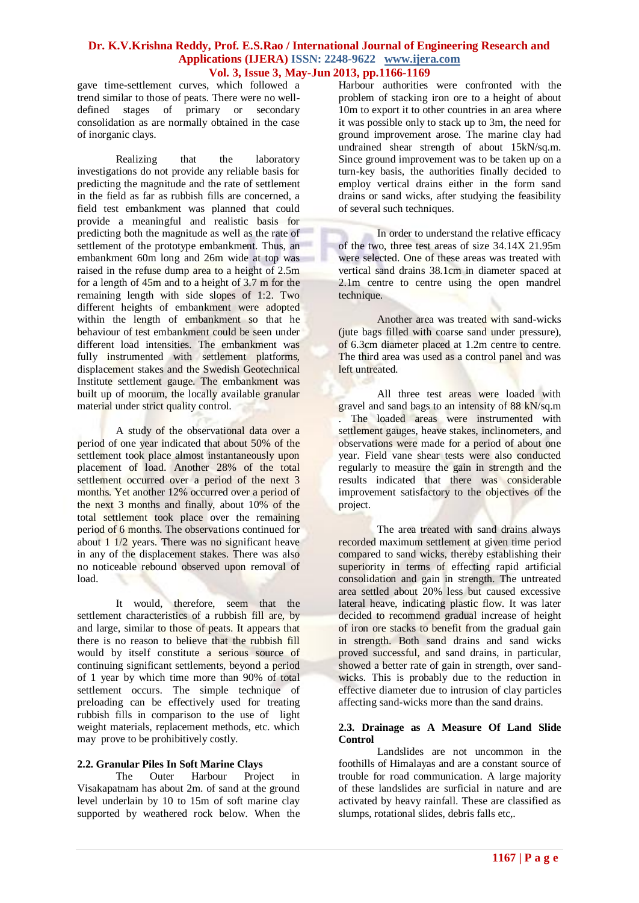gave time-settlement curves, which followed a trend similar to those of peats. There were no well-defined stages of primary or secondary consolidation as are normally obtained in the case of inorganic clays.

Realizing that the laboratory investigations do not provide any reliable basis for predicting the magnitude and the rate of settlement in the field as far as rubbish fills are concerned, a field test embankment was planned that could provide a meaningful and realistic basis for predicting both the magnitude as well as the rate of settlement of the prototype embankment. Thus, an embankment 60m long and 26m wide at top was raised in the refuse dump area to a height of 2.5m for a length of 45m and to a height of 3.7 m for the remaining length with side slopes of 1:2. Two different heights of embankment were adopted within the length of embankment so that he behaviour of test embankment could be seen under different load intensities. The embankment was fully instrumented with settlement platforms, displacement stakes and the Swedish Geotechnical Institute settlement gauge. The embankment was built up of moorum, the locally available granular material under strict quality control.

A study of the observational data over a period of one year indicated that about 50% of the settlement took place almost instantaneously upon placement of load. Another 28% of the total settlement occurred over a period of the next 3 months. Yet another 12% occurred over a period of the next 3 months and finally, about 10% of the total settlement took place over the remaining period of 6 months. The observations continued for about 1 1/2 years. There was no significant heave in any of the displacement stakes. There was also no noticeable rebound observed upon removal of load.

It would, therefore, seem that the settlement characteristics of a rubbish fill are, by and large, similar to those of peats. It appears that there is no reason to believe that the rubbish fill would by itself constitute a serious source of continuing significant settlements, beyond a period of 1 year by which time more than 90% of total settlement occurs. The simple technique of preloading can be effectively used for treating rubbish fills in comparison to the use of light weight materials, replacement methods, etc. which may prove to be prohibitively costly.

### 2.2. Granular Piles In Soft Marine Clays

The Outer Harbour Project in Visakapatnam has about 2m. of sand at the ground level underlain by 10 to 15m of soft marine clay supported by weathered rock below. When the Harbour authorities were confronted with the problem of stacking iron ore to a height of about 10m to export it to other countries in an area where it was possible only to stack up to 3m, the need for ground improvement arose. The marine clay had undrained shear strength of about 15kN/sq.m. Since ground improvement was to be taken up on a turn-key basis, the authorities finally decided to employ vertical drains either in the form sand drains or sand wicks, after studying the feasibility of several such techniques.

In order to understand the relative efficacy of the two, three test areas of size 34.14X 21.95m were selected. One of these areas was treated with vertical sand drains 38.1cm in diameter spaced at 2.1m centre to centre using the open mandrel technique.

Another area was treated with sand-wicks (jute bags filled with coarse sand under pressure), of 6.3cm diameter placed at 1.2m centre to centre. The third area was used as a control panel and was left untreated.

All three test areas were loaded with gravel and sand bags to an intensity of 88 kN/sq.m . The loaded areas were instrumented with settlement gauges, heave stakes, inclinometers, and observations were made for a period of about one year. Field vane shear tests were also conducted regularly to measure the gain in strength and the results indicated that there was considerable improvement satisfactory to the objectives of the project.

The area treated with sand drains always recorded maximum settlement at given time period compared to sand wicks, thereby establishing their superiority in terms of effecting rapid artificial consolidation and gain in strength. The untreated area settled about 20% less but caused excessive lateral heave, indicating plastic flow. It was later decided to recommend gradual increase of height of iron ore stacks to benefit from the gradual gain in strength. Both sand drains and sand wicks proved successful, and sand drains, in particular, showed a better rate of gain in strength, over sand-wicks. This is probably due to the reduction in effective diameter due to intrusion of clay particles affecting sand-wicks more than the sand drains.

### 2.3. Drainage as A Measure Of Land Slide Control

Landslides are not uncommon in the foothills of Himalayas and are a constant source of trouble for road communication. A large majority of these landslides are surficial in nature and are activated by heavy rainfall. These are classified as slumps, rotational slides, debris falls etc,.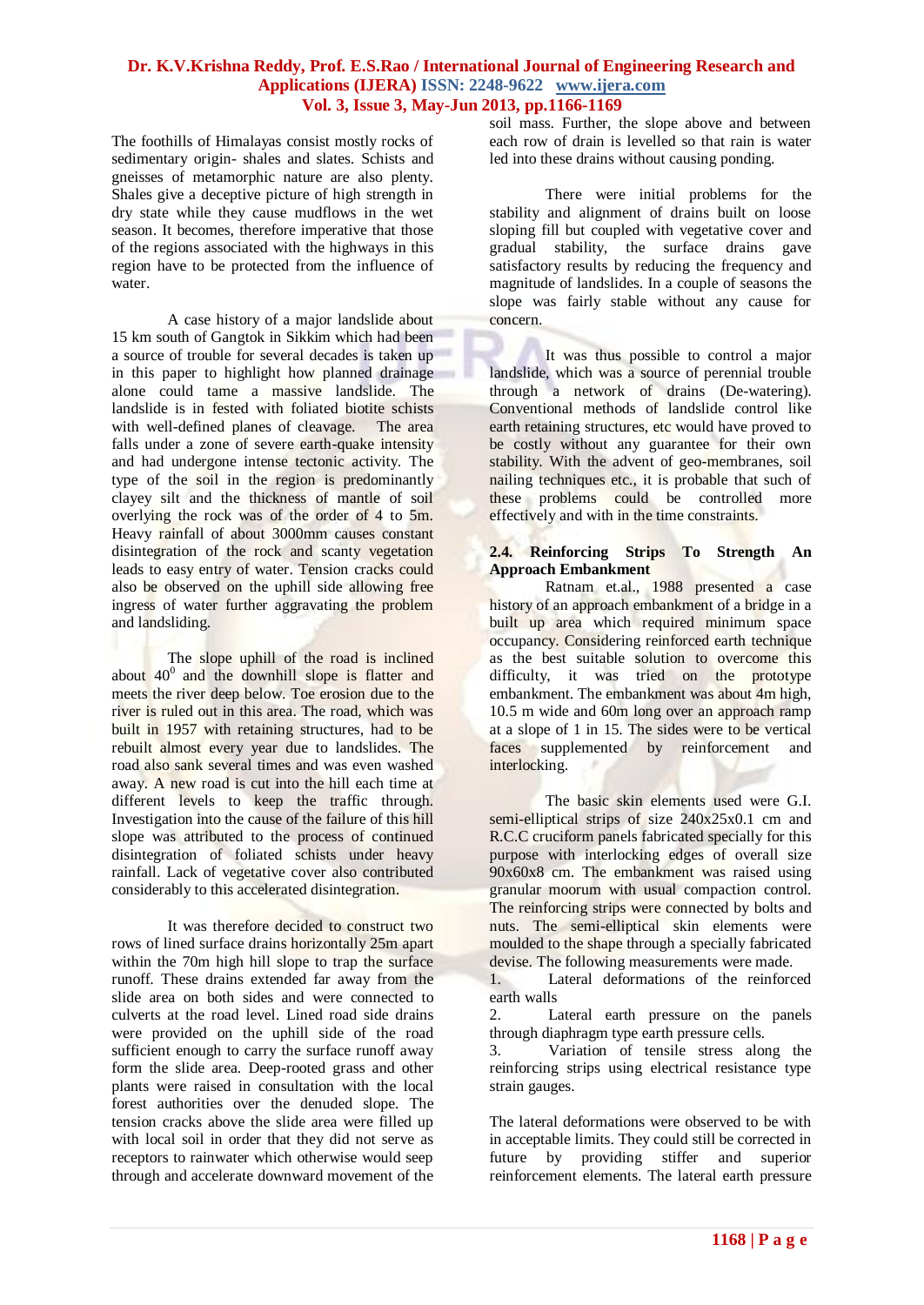The foothills of Himalayas consist mostly rocks of sedimentary origin- shales and slates. Schists and gneisses of metamorphic nature are also plenty. Shales give a deceptive picture of high strength in dry state while they cause mudflows in the wet season. It becomes, therefore imperative that those of the regions associated with the highways in this region have to be protected from the influence of water.

A case history of a major landslide about 15 km south of Gangtok in Sikkim which had been a source of trouble for several decades is taken up in this paper to highlight how planned drainage alone could tame a massive landslide. The landslide is in fested with foliated biotite schists with well-defined planes of cleavage. The area falls under a zone of severe earth-quake intensity and had undergone intense tectonic activity. The type of the soil in the region is predominantly clayey silt and the thickness of mantle of soil overlying the rock was of the order of 4 to 5m. Heavy rainfall of about 3000mm causes constant disintegration of the rock and scanty vegetation leads to easy entry of water. Tension cracks could also be observed on the uphill side allowing free ingress of water further aggravating the problem and landsliding.

The slope uphill of the road is inclined about $40^0$ and the downhill slope is flatter and meets the river deep below. Toe erosion due to the river is ruled out in this area. The road, which was built in 1957 with retaining structures, had to be rebuilt almost every year due to landslides. The road also sank several times and was even washed away. A new road is cut into the hill each time at different levels to keep the traffic through. Investigation into the cause of the failure of this hill slope was attributed to the process of continued disintegration of foliated schists under heavy rainfall. Lack of vegetative cover also contributed considerably to this accelerated disintegration.

It was therefore decided to construct two rows of lined surface drains horizontally 25m apart within the 70m high hill slope to trap the surface runoff. These drains extended far away from the slide area on both sides and were connected to culverts at the road level. Lined road side drains were provided on the uphill side of the road sufficient enough to carry the surface runoff away form the slide area. Deep-rooted grass and other plants were raised in consultation with the local forest authorities over the denuded slope. The tension cracks above the slide area were filled up with local soil in order that they did not serve as receptors to rainwater which otherwise would seep through and accelerate downward movement of the soil mass. Further, the slope above and between each row of drain is levelled so that rain is water led into these drains without causing ponding.

There were initial problems for the stability and alignment of drains built on loose sloping fill but coupled with vegetative cover and gradual stability, the surface drains gave satisfactory results by reducing the frequency and magnitude of landslides. In a couple of seasons the slope was fairly stable without any cause for concern.

It was thus possible to control a major landslide, which was a source of perennial trouble through a network of drains (De-watering). Conventional methods of landslide control like earth retaining structures, etc would have proved to be costly without any guarantee for their own stability. With the advent of geo-membranes, soil nailing techniques etc., it is probable that such of these problems could be controlled more effectively and with in the time constraints.

## 2.4. Reinforcing Strips To Strength An Approach Embankment

Ratnam et.al., 1988 presented a case history of an approach embankment of a bridge in a built up area which required minimum space occupancy. Considering reinforced earth technique as the best suitable solution to overcome this difficulty, it was tried on the prototype embankment. The embankment was about 4m high, 10.5 m wide and 60m long over an approach ramp at a slope of 1 in 15. The sides were to be vertical faces supplemented by reinforcement and interlocking.

The basic skin elements used were G.I. semi-elliptical strips of size 240x25x0.1 cm and R.C.C cruciform panels fabricated specially for this purpose with interlocking edges of overall size 90x60x8 cm. The embankment was raised using granular moorum with usual compaction control. The reinforcing strips were connected by bolts and nuts. The semi-elliptical skin elements were moulded to the shape through a specially fabricated devise. The following measurements were made.

1. Lateral deformations of the reinforced earth walls
2. Lateral earth pressure on the panels through diaphragm type earth pressure cells.
3. Variation of tensile stress along the reinforcing strips using electrical resistance type strain gauges.

The lateral deformations were observed to be with in acceptable limits. They could still be corrected in future by providing stiffer and superior reinforcement elements. The lateral earth pressure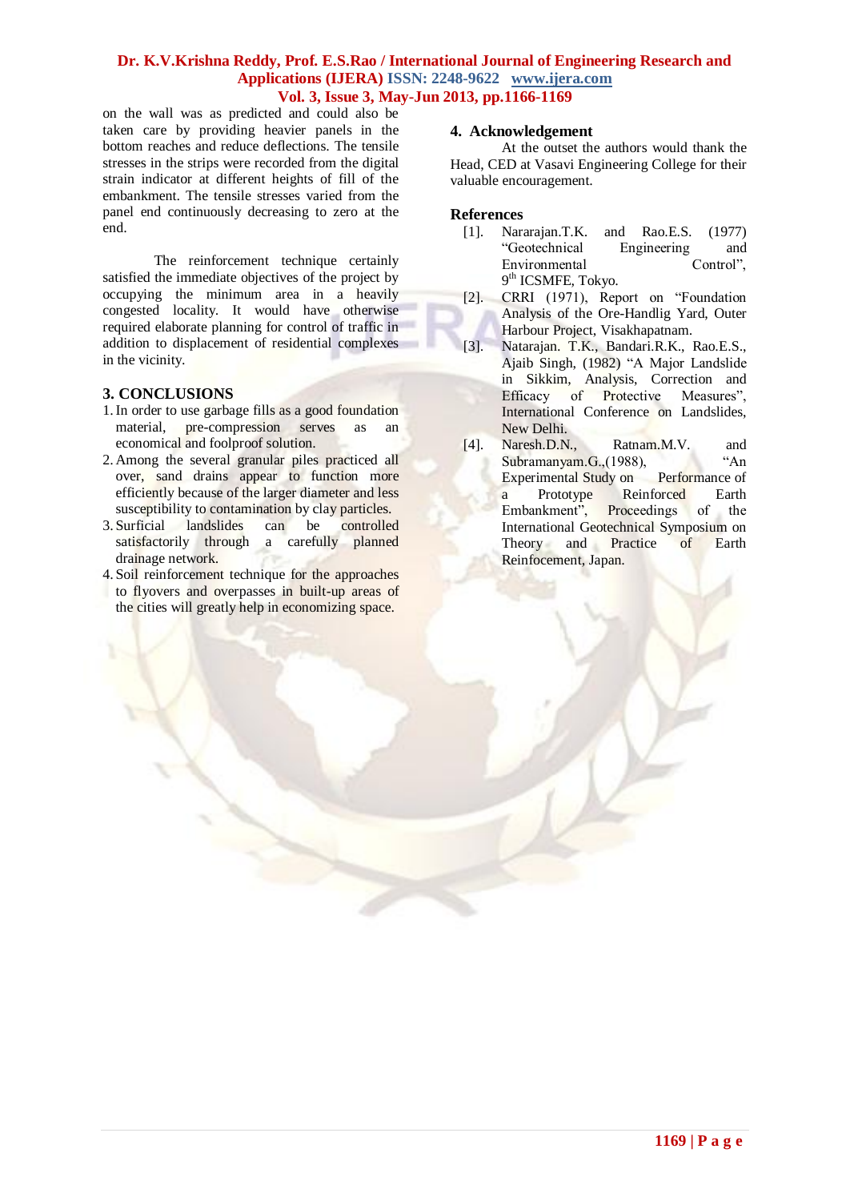on the wall was as predicted and could also be taken care by providing heavier panels in the bottom reaches and reduce deflections. The tensile stresses in the strips were recorded from the digital strain indicator at different heights of fill of the embankment. The tensile stresses varied from the panel end continuously decreasing to zero at the end.

The reinforcement technique certainly satisfied the immediate objectives of the project by occupying the minimum area in a heavily congested locality. It would have otherwise required elaborate planning for control of traffic in addition to displacement of residential complexes in the vicinity.

## 3. CONCLUSIONS

1. In order to use garbage fills as a good foundation material, pre-compression serves as an economical and foolproof solution.
2. Among the several granular piles practiced all over, sand drains appear to function more efficiently because of the larger diameter and less susceptibility to contamination by clay particles.
3. Surficial landslides can be controlled satisfactorily through a carefully planned drainage network.
4. Soil reinforcement technique for the approaches to flyovers and overpasses in built-up areas of the cities will greatly help in economizing space.

## 4. Acknowledgement

At the outset the authors would thank the Head, CED at Vasavi Engineering College for their valuable encouragement.

## References

[1]. Nararajan.T.K. and Rao.E.S. (1977) "Geotechnical Engineering and Environmental Control", 9th ICSMFE, Tokyo.

[2]. CRRI (1971), Report on "Foundation Analysis of the Ore-Handlig Yard, Outer Harbour Project, Visakhapatnam.

[3]. Natarajan. T.K., Bandari.R.K., Rao.E.S., Ajaib Singh, (1982) "A Major Landslide in Sikkim, Analysis, Correction and Efficacy of Protective Measures", International Conference on Landslides, New Delhi.

[4]. Naresh.D.N., Ratnam.M.V. and Subramanyam.G.,(1988), "An Experimental Study on Performance of a Prototype Reinforced Earth Embankment", Proceedings of the International Geotechnical Symposium on Theory and Practice of Earth Reinfocement, Japan.